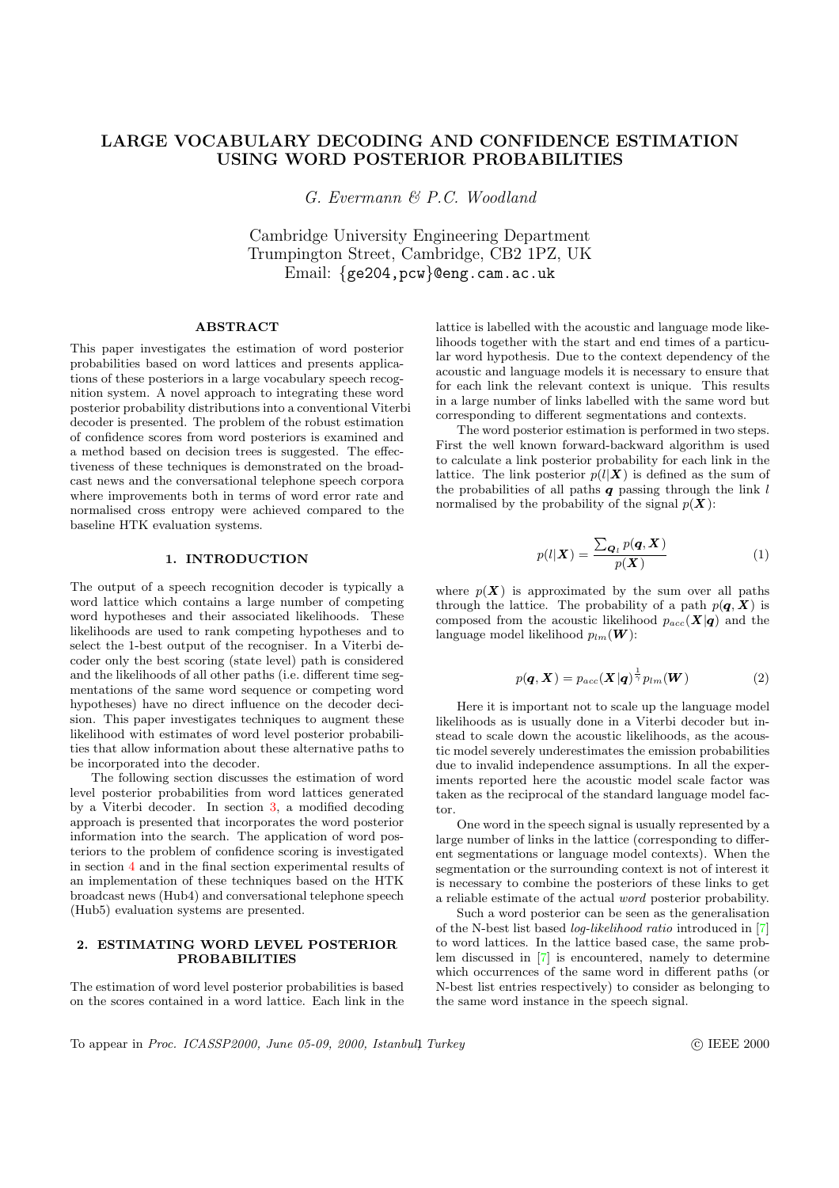# LARGE VOCABULARY DECODING AND CONFIDENCE ESTIMATION USING WORD POSTERIOR PROBABILITIES

*G. Evermann & P.C. Woodland*

Cambridge University Engineering Department
Trumpington Street, Cambridge, CB2 1PZ, UK
Email: {ge204,pcw}@eng.cam.ac.uk

## ABSTRACT

This paper investigates the estimation of word posterior probabilities based on word lattices and presents applications of these posteriors in a large vocabulary speech recognition system. A novel approach to integrating these word posterior probability distributions into a conventional Viterbi decoder is presented. The problem of the robust estimation of confidence scores from word posteriors is examined and a method based on decision trees is suggested. The effectiveness of these techniques is demonstrated on the broadcast news and the conversational telephone speech corpora where improvements both in terms of word error rate and normalised cross entropy were achieved compared to the baseline HTK evaluation systems.

## 1. INTRODUCTION

The output of a speech recognition decoder is typically a word lattice which contains a large number of competing word hypotheses and their associated likelihoods. These likelihoods are used to rank competing hypotheses and to select the 1-best output of the recogniser. In a Viterbi decoder only the best scoring (state level) path is considered and the likelihoods of all other paths (i.e. different time segmentations of the same word sequence or competing word hypotheses) have no direct influence on the decoder decision. This paper investigates techniques to augment these likelihood with estimates of word level posterior probabilities that allow information about these alternative paths to be incorporated into the decoder.

The following section discusses the estimation of word level posterior probabilities from word lattices generated by a Viterbi decoder. In section 3, a modified decoding approach is presented that incorporates the word posterior information into the search. The application of word posteriors to the problem of confidence scoring is investigated in section 4 and in the final section experimental results of an implementation of these techniques based on the HTK broadcast news (Hub4) and conversational telephone speech (Hub5) evaluation systems are presented.

## 2. ESTIMATING WORD LEVEL POSTERIOR PROBABILITIES

The estimation of word level posterior probabilities is based on the scores contained in a word lattice. Each link in the lattice is labelled with the acoustic and language mode likelihoods together with the start and end times of a particular word hypothesis. Due to the context dependency of the acoustic and language models it is necessary to ensure that for each link the relevant context is unique. This results in a large number of links labelled with the same word but corresponding to different segmentations and contexts.

The word posterior estimation is performed in two steps. First the well known forward-backward algorithm is used to calculate a link posterior probability for each link in the lattice. The link posterior $p(l|\boldsymbol{X})$ is defined as the sum of the probabilities of all paths $\boldsymbol{q}$ passing through the link $l$ normalised by the probability of the signal $p(\boldsymbol{X})$:

$$p(l|\boldsymbol{X}) = \frac{\sum_{\boldsymbol{Q}_l} p(\boldsymbol{q}, \boldsymbol{X})}{p(\boldsymbol{X})} \tag{1}$$

where $p(\boldsymbol{X})$ is approximated by the sum over all paths through the lattice. The probability of a path $p(\boldsymbol{q}, \boldsymbol{X})$ is composed from the acoustic likelihood $p_{acc}(\boldsymbol{X}|\boldsymbol{q})$ and the language model likelihood $p_{lm}(\boldsymbol{W})$:

$$p(\boldsymbol{q}, \boldsymbol{X}) = p_{acc}(\boldsymbol{X}|\boldsymbol{q})^{\frac{1}{\gamma}} p_{lm}(\boldsymbol{W}) \tag{2}$$

Here it is important not to scale up the language model likelihoods as is usually done in a Viterbi decoder but instead to scale down the acoustic likelihoods, as the acoustic model severely underestimates the emission probabilities due to invalid independence assumptions. In all the experiments reported here the acoustic model scale factor was taken as the reciprocal of the standard language model factor.

One word in the speech signal is usually represented by a large number of links in the lattice (corresponding to different segmentations or language model contexts). When the segmentation or the surrounding context is not of interest it is necessary to combine the posteriors of these links to get a reliable estimate of the actual *word* posterior probability.

Such a word posterior can be seen as the generalisation of the N-best list based *log-likelihood ratio* introduced in [7] to word lattices. In the lattice based case, the same problem discussed in [7] is encountered, namely to determine which occurrences of the same word in different paths (or N-best list entries respectively) to consider as belonging to the same word instance in the speech signal.

To appear in *Proc. ICASSP2000, June 05-09, 2000, Istanbul, Turkey* © IEEE 2000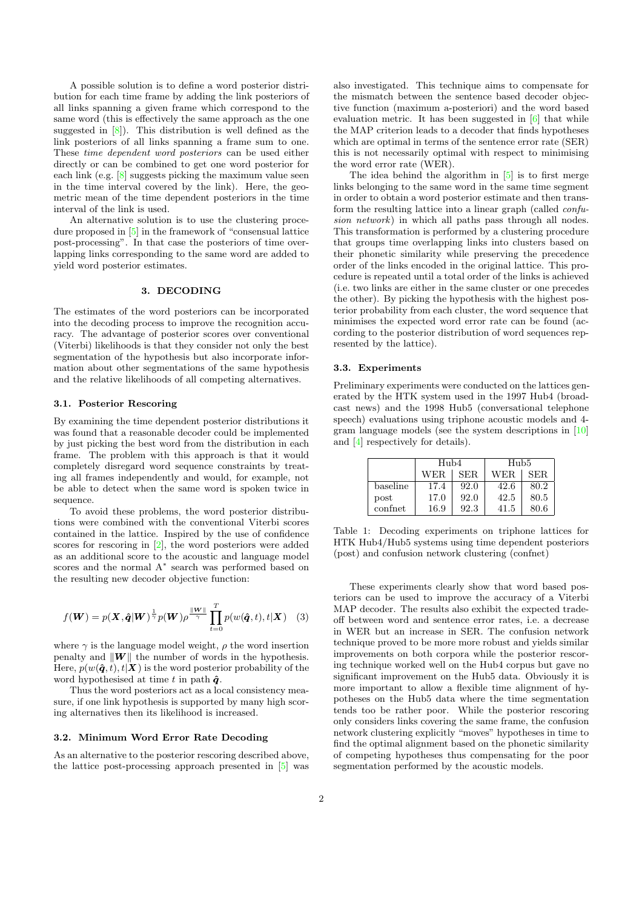A possible solution is to define a word posterior distribution for each time frame by adding the link posteriors of all links spanning a given frame which correspond to the same word (this is effectively the same approach as the one suggested in [8]). This distribution is well defined as the link posteriors of all links spanning a frame sum to one. These *time dependent word posteriors* can be used either directly or can be combined to get one word posterior for each link (e.g. [8] suggests picking the maximum value seen in the time interval covered by the link). Here, the geometric mean of the time dependent posteriors in the time interval of the link is used.

An alternative solution is to use the clustering procedure proposed in [5] in the framework of "consensual lattice post-processing". In that case the posteriors of time overlapping links corresponding to the same word are added to yield word posterior estimates.

## 3. DECODING

The estimates of the word posteriors can be incorporated into the decoding process to improve the recognition accuracy. The advantage of posterior scores over conventional (Viterbi) likelihoods is that they consider not only the best segmentation of the hypothesis but also incorporate information about other segmentations of the same hypothesis and the relative likelihoods of all competing alternatives.

### 3.1. Posterior Rescoring

By examining the time dependent posterior distributions it was found that a reasonable decoder could be implemented by just picking the best word from the distribution in each frame. The problem with this approach is that it would completely disregard word sequence constraints by treating all frames independently and would, for example, not be able to detect when the same word is spoken twice in sequence.

To avoid these problems, the word posterior distributions were combined with the conventional Viterbi scores contained in the lattice. Inspired by the use of confidence scores for rescoring in [2], the word posteriors were added as an additional score to the acoustic and language model scores and the normal A* search was performed based on the resulting new decoder objective function:

$$f(\boldsymbol{W}) = p(\boldsymbol{X}, \hat{\boldsymbol{q}}|\boldsymbol{W})^{\frac{1}{\gamma}} p(\boldsymbol{W}) \rho^{\frac{\|\boldsymbol{W}\|}{\gamma}} \prod_{t=0}^{T} p(w(\hat{\boldsymbol{q}}, t), t|\boldsymbol{X}) \quad (3)$$

where $\gamma$ is the language model weight, $\rho$ the word insertion penalty and $\|\boldsymbol{W}\|$ the number of words in the hypothesis. Here, $p(w(\hat{\boldsymbol{q}}, t), t|\boldsymbol{X})$ is the word posterior probability of the word hypothesised at time $t$ in path $\hat{\boldsymbol{q}}$.

Thus the word posteriors act as a local consistency measure, if one link hypothesis is supported by many high scoring alternatives then its likelihood is increased.

### 3.2. Minimum Word Error Rate Decoding

As an alternative to the posterior rescoring described above, the lattice post-processing approach presented in [5] was also investigated. This technique aims to compensate for the mismatch between the sentence based decoder objective function (maximum a-posteriori) and the word based evaluation metric. It has been suggested in [6] that while the MAP criterion leads to a decoder that finds hypotheses which are optimal in terms of the sentence error rate (SER) this is not necessarily optimal with respect to minimising the word error rate (WER).

The idea behind the algorithm in [5] is to first merge links belonging to the same word in the same time segment in order to obtain a word posterior estimate and then transform the resulting lattice into a linear graph (called *confusion network*) in which all paths pass through all nodes. This transformation is performed by a clustering procedure that groups time overlapping links into clusters based on their phonetic similarity while preserving the precedence order of the links encoded in the original lattice. This procedure is repeated until a total order of the links is achieved (i.e. two links are either in the same cluster or one precedes the other). By picking the hypothesis with the highest posterior probability from each cluster, the word sequence that minimises the expected word error rate can be found (according to the posterior distribution of word sequences represented by the lattice).

### 3.3. Experiments

Preliminary experiments were conducted on the lattices generated by the HTK system used in the 1997 Hub4 (broadcast news) and the 1998 Hub5 (conversational telephone speech) evaluations using triphone acoustic models and 4-gram language models (see the system descriptions in [10] and [4] respectively for details).

| | Hub4 | | Hub5 | |
|---|---|---|---|---|
| | WER | SER | WER | SER |
| baseline | 17.4 | 92.0 | 42.6 | 80.2 |
| post | 17.0 | 92.0 | 42.5 | 80.5 |
| confnet | 16.9 | 92.3 | 41.5 | 80.6 |

Table 1: Decoding experiments on triphone lattices for HTK Hub4/Hub5 systems using time dependent posteriors (post) and confusion network clustering (confnet)

These experiments clearly show that word based posteriors can be used to improve the accuracy of a Viterbi MAP decoder. The results also exhibit the expected tradeoff between word and sentence error rates, i.e. a decrease in WER but an increase in SER. The confusion network technique proved to be more robust and yields similar improvements on both corpora while the posterior rescoring technique worked well on the Hub4 corpus but gave no significant improvement on the Hub5 data. Obviously it is more important to allow a flexible time alignment of hypotheses on the Hub5 data where the time segmentation tends too be rather poor. While the posterior rescoring only considers links covering the same frame, the confusion network clustering explicitly "moves" hypotheses in time to find the optimal alignment based on the phonetic similarity of competing hypotheses thus compensating for the poor segmentation performed by the acoustic models.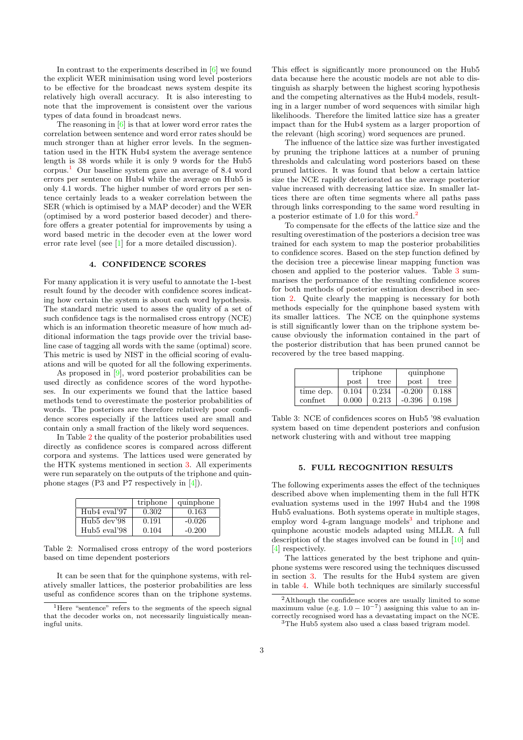In contrast to the experiments described in [6] we found the explicit WER minimisation using word level posteriors to be effective for the broadcast news system despite its relatively high overall accuracy. It is also interesting to note that the improvement is consistent over the various types of data found in broadcast news.

The reasoning in [6] is that at lower word error rates the correlation between sentence and word error rates should be much stronger than at higher error levels. In the segmentation used in the HTK Hub4 system the average sentence length is 38 words while it is only 9 words for the Hub5 corpus.[1] Our baseline system gave an average of 8.4 word errors per sentence on Hub4 while the average on Hub5 is only 4.1 words. The higher number of word errors per sentence certainly leads to a weaker correlation between the SER (which is optimised by a MAP decoder) and the WER (optimised by a word posterior based decoder) and therefore offers a greater potential for improvements by using a word based metric in the decoder even at the lower word error rate level (see [1] for a more detailed discussion).

### 4. CONFIDENCE SCORES

For many application it is very useful to annotate the 1-best result found by the decoder with confidence scores indicating how certain the system is about each word hypothesis. The standard metric used to asses the quality of a set of such confidence tags is the normalised cross entropy (NCE) which is an information theoretic measure of how much additional information the tags provide over the trivial baseline case of tagging all words with the same (optimal) score. This metric is used by NIST in the official scoring of evaluations and will be quoted for all the following experiments.

As proposed in [9], word posterior probabilities can be used directly as confidence scores of the word hypotheses. In our experiments we found that the lattice based methods tend to overestimate the posterior probabilities of words. The posteriors are therefore relatively poor confidence scores especially if the lattices used are small and contain only a small fraction of the likely word sequences.

In Table 2 the quality of the posterior probabilities used directly as confidence scores is compared across different corpora and systems. The lattices used were generated by the HTK systems mentioned in section 3. All experiments were run separately on the outputs of the triphone and quinphone stages (P3 and P7 respectively in [4]).

| | triphone | quinphone |
|---|---|---|
| Hub4 eval'97 | 0.302 | 0.163 |
| Hub5 dev'98 | 0.191 | -0.026 |
| Hub5 eval'98 | 0.104 | -0.200 |

Table 2: Normalised cross entropy of the word posteriors based on time dependent posteriors

It can be seen that for the quinphone systems, with relatively smaller lattices, the posterior probabilities are less useful as confidence scores than on the triphone systems. This effect is significantly more pronounced on the Hub5 data because here the acoustic models are not able to distinguish as sharply between the highest scoring hypothesis and the competing alternatives as the Hub4 models, resulting in a larger number of word sequences with similar high likelihoods. Therefore the limited lattice size has a greater impact than for the Hub4 system as a larger proportion of the relevant (high scoring) word sequences are pruned.

The influence of the lattice size was further investigated by pruning the triphone lattices at a number of pruning thresholds and calculating word posteriors based on these pruned lattices. It was found that below a certain lattice size the NCE rapidly deteriorated as the average posterior value increased with decreasing lattice size. In smaller lattices there are often time segments where all paths pass through links corresponding to the same word resulting in a posterior estimate of 1.0 for this word.[2]

To compensate for the effects of the lattice size and the resulting overestimation of the posteriors a decision tree was trained for each system to map the posterior probabilities to confidence scores. Based on the step function defined by the decision tree a piecewise linear mapping function was chosen and applied to the posterior values. Table 3 summarises the performance of the resulting confidence scores for both methods of posterior estimation described in section 2. Quite clearly the mapping is necessary for both methods especially for the quinphone based system with its smaller lattices. The NCE on the quinphone systems is still significantly lower than on the triphone system because obviously the information contained in the part of the posterior distribution that has been pruned cannot be recovered by the tree based mapping.

| | triphone | | quinphone | |
|---|---|---|---|---|
| | post | tree | post | tree |
| time dep. | 0.104 | 0.234 | -0.200 | 0.188 |
| confnet | 0.000 | 0.213 | -0.396 | 0.198 |

Table 3: NCE of confidences scores on Hub5 '98 evaluation system based on time dependent posteriors and confusion network clustering with and without tree mapping

### 5. FULL RECOGNITION RESULTS

The following experiments asses the effect of the techniques described above when implementing them in the full HTK evaluation systems used in the 1997 Hub4 and the 1998 Hub5 evaluations. Both systems operate in multiple stages, employ word 4-gram language models[3] and triphone and quinphone acoustic models adapted using MLLR. A full description of the stages involved can be found in [10] and [4] respectively.

The lattices generated by the best triphone and quinphone systems were rescored using the techniques discussed in section 3. The results for the Hub4 system are given in table 4. While both techniques are similarly successful

[1] Here "sentence" refers to the segments of the speech signal that the decoder works on, not necessarily linguistically meaningful units.

[2] Although the confidence scores are usually limited to some maximum value (e.g. $1.0 - 10^{-7}$) assigning this value to an incorrectly recognised word has a devastating impact on the NCE.

[3] The Hub5 system also used a class based trigram model.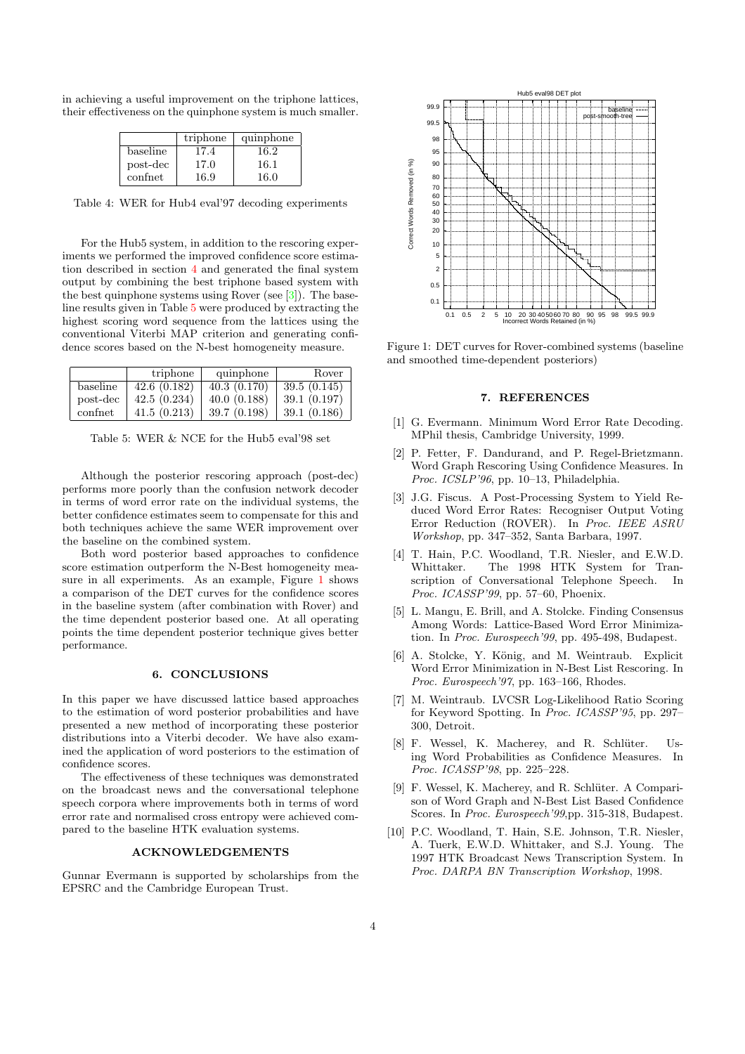in achieving a useful improvement on the triphone lattices, their effectiveness on the quinphone system is much smaller.

| | triphone | quinphone |
|---|---|---|
| baseline | 17.4 | 16.2 |
| post-dec | 17.0 | 16.1 |
| confnet | 16.9 | 16.0 |

Table 4: WER for Hub4 eval'97 decoding experiments

For the Hub5 system, in addition to the rescoring experiments we performed the improved confidence score estimation described in section 4 and generated the final system output by combining the best triphone based system with the best quinphone systems using Rover (see [3]). The baseline results given in Table 5 were produced by extracting the highest scoring word sequence from the lattices using the conventional Viterbi MAP criterion and generating confidence scores based on the N-best homogeneity measure.

| | triphone | quinphone | Rover |
|---|---|---|---|
| baseline | 42.6 (0.182) | 40.3 (0.170) | 39.5 (0.145) |
| post-dec | 42.5 (0.234) | 40.0 (0.188) | 39.1 (0.197) |
| confnet | 41.5 (0.213) | 39.7 (0.198) | 39.1 (0.186) |

Table 5: WER & NCE for the Hub5 eval'98 set

Although the posterior rescoring approach (post-dec) performs more poorly than the confusion network decoder in terms of word error rate on the individual systems, the better confidence estimates seem to compensate for this and both techniques achieve the same WER improvement over the baseline on the combined system.

Both word posterior based approaches to confidence score estimation outperform the N-Best homogeneity measure in all experiments. As an example, Figure 1 shows a comparison of the DET curves for the confidence scores in the baseline system (after combination with Rover) and the time dependent posterior based one. At all operating points the time dependent posterior technique gives better performance.

## 6. CONCLUSIONS

In this paper we have discussed lattice based approaches to the estimation of word posterior probabilities and have presented a new method of incorporating these posterior distributions into a Viterbi decoder. We have also examined the application of word posteriors to the estimation of confidence scores.

The effectiveness of these techniques was demonstrated on the broadcast news and the conversational telephone speech corpora where improvements both in terms of word error rate and normalised cross entropy were achieved compared to the baseline HTK evaluation systems.

## ACKNOWLEDGEMENTS

Gunnar Evermann is supported by scholarships from the EPSRC and the Cambridge European Trust.

Hub5 eval98 DET plot

baseline
post-smooth-tree

Correct Words Removed (in %)

99.9
99.5
98
95
90
80
70
60
50
40
30
20
10
5
2
0.5
0.1

0.1 0.5 2 5 10 20 30 40 50 60 70 80 90 95 98 99.5 99.9

Incorrect Words Retained (in %)

Figure 1: DET curves for Rover-combined systems (baseline and smoothed time-dependent posteriors)

## 7. REFERENCES

[1] G. Evermann. Minimum Word Error Rate Decoding. MPhil thesis, Cambridge University, 1999.

[2] P. Fetter, F. Dandurand, and P. Regel-Brietzmann. Word Graph Rescoring Using Confidence Measures. In *Proc. ICSLP'96*, pp. 10–13, Philadelphia.

[3] J.G. Fiscus. A Post-Processing System to Yield Reduced Word Error Rates: Recogniser Output Voting Error Reduction (ROVER). In *Proc. IEEE ASRU Workshop*, pp. 347–352, Santa Barbara, 1997.

[4] T. Hain, P.C. Woodland, T.R. Niesler, and E.W.D. Whittaker. The 1998 HTK System for Transcription of Conversational Telephone Speech. In *Proc. ICASSP'99*, pp. 57–60, Phoenix.

[5] L. Mangu, E. Brill, and A. Stolcke. Finding Consensus Among Words: Lattice-Based Word Error Minimization. In *Proc. Eurospeech'99*, pp. 495-498, Budapest.

[6] A. Stolcke, Y. König, and M. Weintraub. Explicit Word Error Minimization in N-Best List Rescoring. In *Proc. Eurospeech'97*, pp. 163–166, Rhodes.

[7] M. Weintraub. LVCSR Log-Likelihood Ratio Scoring for Keyword Spotting. In *Proc. ICASSP'95*, pp. 297–300, Detroit.

[8] F. Wessel, K. Macherey, and R. Schlüter. Using Word Probabilities as Confidence Measures. In *Proc. ICASSP'98*, pp. 225–228.

[9] F. Wessel, K. Macherey, and R. Schlüter. A Comparison of Word Graph and N-Best List Based Confidence Scores. In *Proc. Eurospeech'99*,pp. 315-318, Budapest.

[10] P.C. Woodland, T. Hain, S.E. Johnson, T.R. Niesler, A. Tuerk, E.W.D. Whittaker, and S.J. Young. The 1997 HTK Broadcast News Transcription System. In *Proc. DARPA BN Transcription Workshop*, 1998.